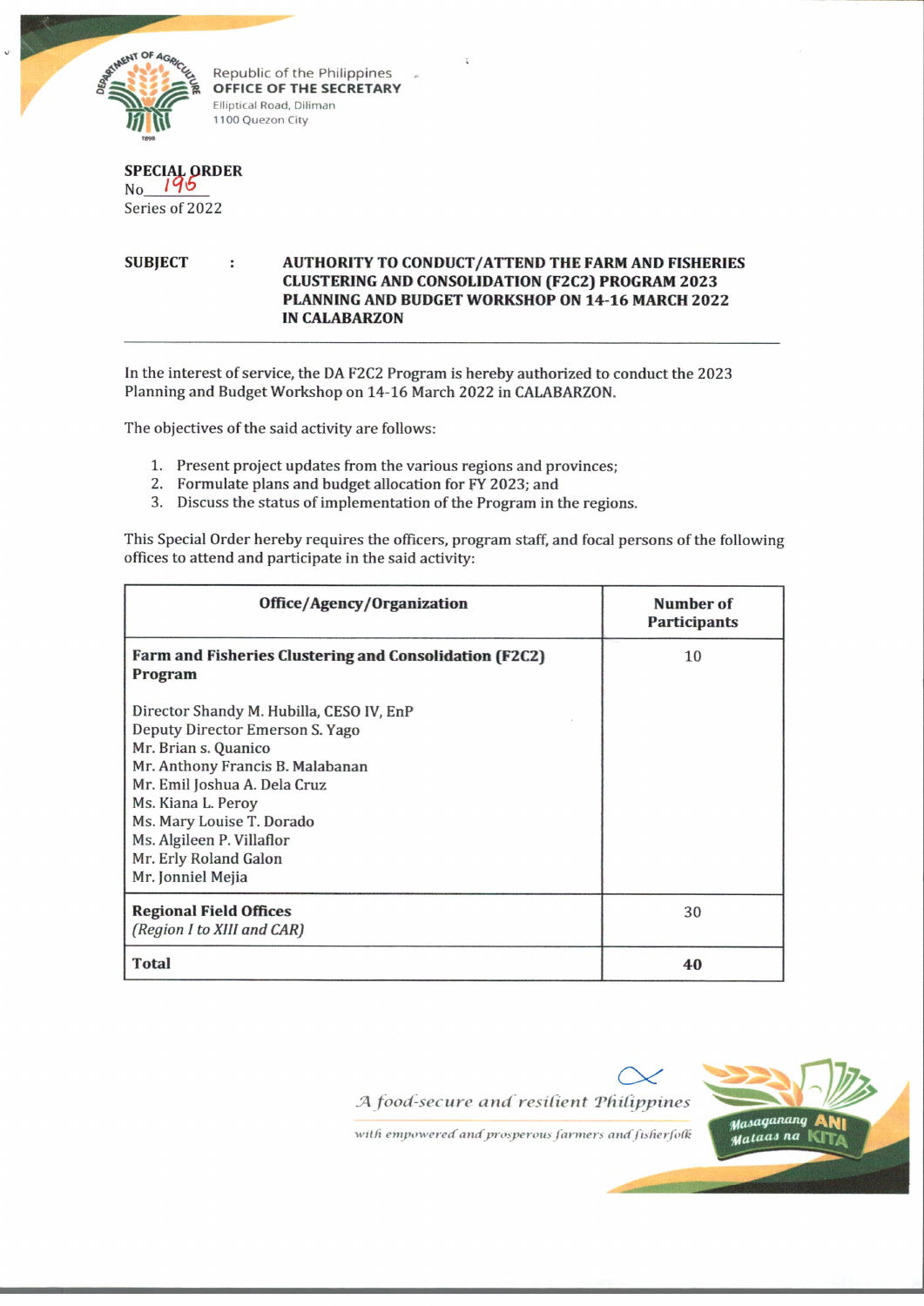Republic of the Philippines
OFFICE OF THE SECRETARY
Elliptical Road, Diliman
1100 Quezon City

**SPECIAL ORDER**
No. 195
Series of 2022

**SUBJECT : AUTHORITY TO CONDUCT/ATTEND THE FARM AND FISHERIES CLUSTERING AND CONSOLIDATION (F2C2) PROGRAM 2023 PLANNING AND BUDGET WORKSHOP ON 14-16 MARCH 2022 IN CALABARZON**

---

In the interest of service, the DA F2C2 Program is hereby authorized to conduct the 2023 Planning and Budget Workshop on 14-16 March 2022 in CALABARZON.

The objectives of the said activity are follows:

1. Present project updates from the various regions and provinces;
2. Formulate plans and budget allocation for FY 2023; and
3. Discuss the status of implementation of the Program in the regions.

This Special Order hereby requires the officers, program staff, and focal persons of the following offices to attend and participate in the said activity:

| Office/Agency/Organization | Number of Participants |
|---|---|
| **Farm and Fisheries Clustering and Consolidation (F2C2) Program**<br><br>Director Shandy M. Hubilla, CESO IV, EnP<br>Deputy Director Emerson S. Yago<br>Mr. Brian s. Quanico<br>Mr. Anthony Francis B. Malabanan<br>Mr. Emil Joshua A. Dela Cruz<br>Ms. Kiana L. Peroy<br>Ms. Mary Louise T. Dorado<br>Ms. Algileen P. Villaflor<br>Mr. Erly Roland Galon<br>Mr. Jonniel Mejia | 10 |
| **Regional Field Offices**<br>*(Region I to XIII and CAR)* | 30 |
| **Total** | **40** |

*A food-secure and resilient Philippines*
*with empowered and prosperous farmers and fisherfolk*

Masaganang ANI Mataas na KITA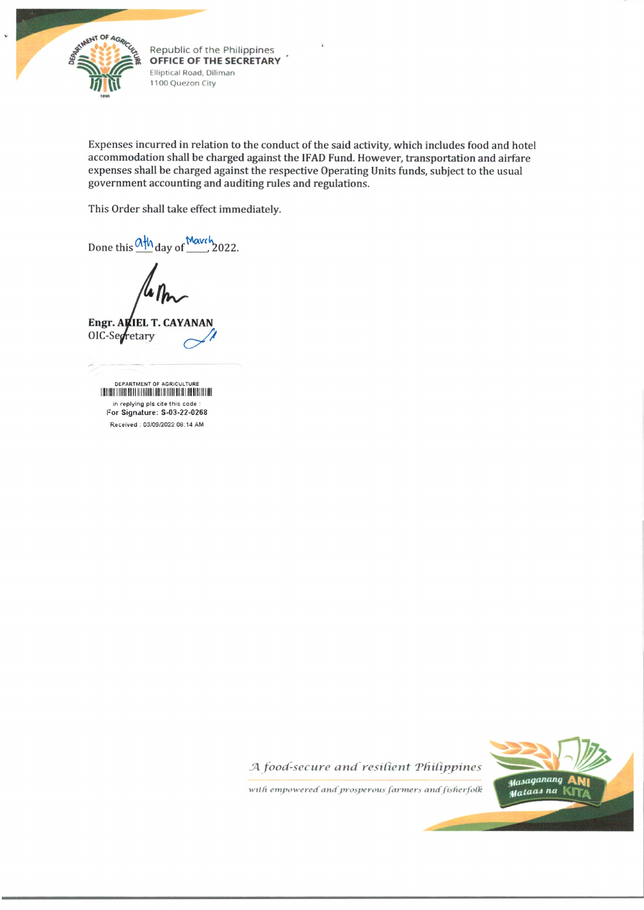Expenses incurred in relation to the conduct of the said activity, which includes food and hotel accommodation shall be charged against the IFAD Fund. However, transportation and airfare expenses shall be charged against the respective Operating Units funds, subject to the usual government accounting and auditing rules and regulations.

This Order shall take effect immediately.

Done this 9th day of March, 2022.

**Engr. ARIEL T. CAYANAN**
OIC-Secretary

DEPARTMENT OF AGRICULTURE
in replying pls cite this code :
**For Signature: S-03-22-0268**
Received : 03/09/2022 08:14 AM